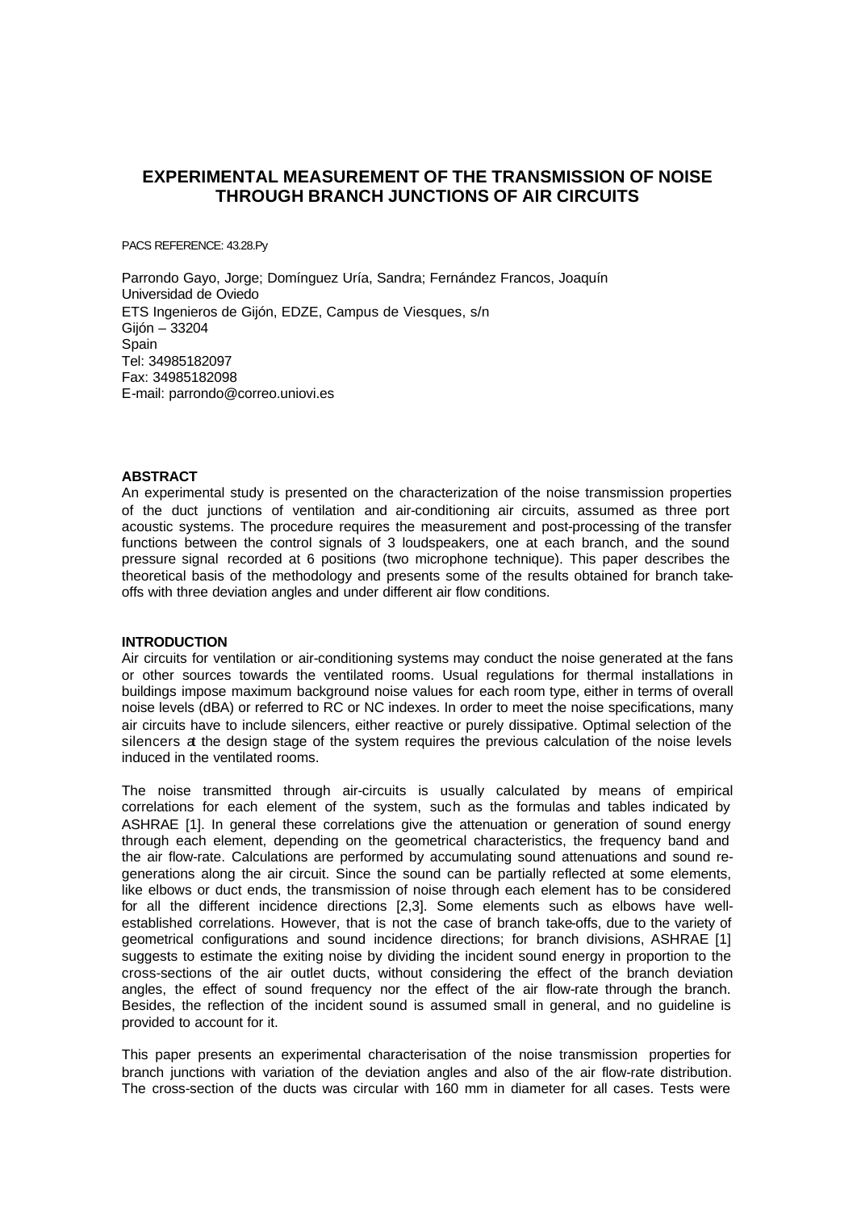# EXPERIMENTAL MEASUREMENT OF THE TRANSMISSION OF NOISE THROUGH BRANCH JUNCTIONS OF AIR CIRCUITS

PACS REFERENCE: 43.28.Py

Parrondo Gayo, Jorge; Domínguez Uría, Sandra; Fernández Francos, Joaquín
Universidad de Oviedo
ETS Ingenieros de Gijón, EDZE, Campus de Viesques, s/n
Gijón – 33204
Spain
Tel: 34985182097
Fax: 34985182098
E-mail: parrondo@correo.uniovi.es

## ABSTRACT

An experimental study is presented on the characterization of the noise transmission properties of the duct junctions of ventilation and air-conditioning air circuits, assumed as three port acoustic systems. The procedure requires the measurement and post-processing of the transfer functions between the control signals of 3 loudspeakers, one at each branch, and the sound pressure signal recorded at 6 positions (two microphone technique). This paper describes the theoretical basis of the methodology and presents some of the results obtained for branch take-offs with three deviation angles and under different air flow conditions.

## INTRODUCTION

Air circuits for ventilation or air-conditioning systems may conduct the noise generated at the fans or other sources towards the ventilated rooms. Usual regulations for thermal installations in buildings impose maximum background noise values for each room type, either in terms of overall noise levels (dBA) or referred to RC or NC indexes. In order to meet the noise specifications, many air circuits have to include silencers, either reactive or purely dissipative. Optimal selection of the silencers at the design stage of the system requires the previous calculation of the noise levels induced in the ventilated rooms.

The noise transmitted through air-circuits is usually calculated by means of empirical correlations for each element of the system, such as the formulas and tables indicated by ASHRAE [1]. In general these correlations give the attenuation or generation of sound energy through each element, depending on the geometrical characteristics, the frequency band and the air flow-rate. Calculations are performed by accumulating sound attenuations and sound re-generations along the air circuit. Since the sound can be partially reflected at some elements, like elbows or duct ends, the transmission of noise through each element has to be considered for all the different incidence directions [2,3]. Some elements such as elbows have well-established correlations. However, that is not the case of branch take-offs, due to the variety of geometrical configurations and sound incidence directions; for branch divisions, ASHRAE [1] suggests to estimate the exiting noise by dividing the incident sound energy in proportion to the cross-sections of the air outlet ducts, without considering the effect of the branch deviation angles, the effect of sound frequency nor the effect of the air flow-rate through the branch. Besides, the reflection of the incident sound is assumed small in general, and no guideline is provided to account for it.

This paper presents an experimental characterisation of the noise transmission properties for branch junctions with variation of the deviation angles and also of the air flow-rate distribution. The cross-section of the ducts was circular with 160 mm in diameter for all cases. Tests were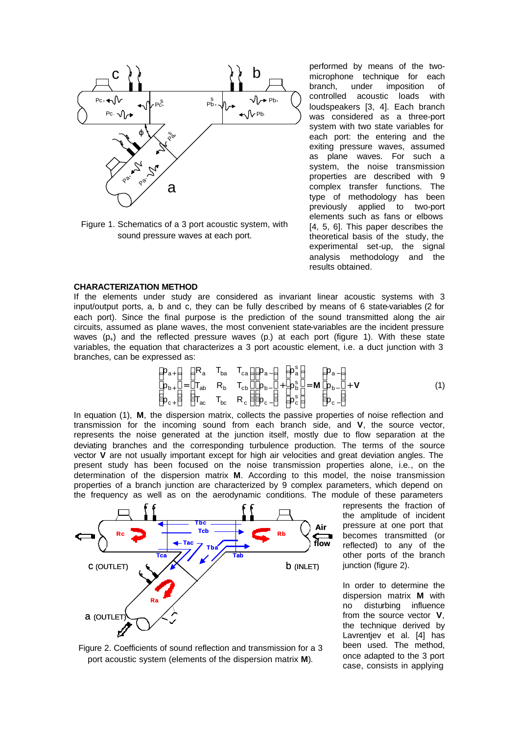Figure 1. Schematics of a 3 port acoustic system, with sound pressure waves at each port.

performed by means of the two-microphone technique for each branch, under imposition of controlled acoustic loads with loudspeakers [3, 4]. Each branch was considered as a three-port system with two state variables for each port: the entering and the exiting pressure waves, assumed as plane waves. For such a system, the noise transmission properties are described with 9 complex transfer functions. The type of methodology has been previously applied to two-port elements such as fans or elbows [4, 5, 6]. This paper describes the theoretical basis of the study, the experimental set-up, the signal analysis methodology and the results obtained.

**CHARACTERIZATION METHOD**

If the elements under study are considered as invariant linear acoustic systems with 3 input/output ports, a, b and c, they can be fully described by means of 6 state-variables (2 for each port). Since the final purpose is the prediction of the sound transmitted along the air circuits, assumed as plane waves, the most convenient state-variables are the incident pressure waves ($p_+$) and the reflected pressure waves ($p_-$) at each port (figure 1). With these state variables, the equation that characterizes a 3 port acoustic element, i.e. a duct junction with 3 branches, can be expressed as:

$$\begin{bmatrix} p_{a+} \\ p_{b+} \\ p_{c+} \end{bmatrix} = \begin{bmatrix} R_a & T_{ba} & T_{ca} \\ T_{ab} & R_b & T_{cb} \\ T_{ac} & T_{bc} & R_c \end{bmatrix} \begin{bmatrix} p_{a-} \\ p_{b-} \\ p_{c-} \end{bmatrix} + \begin{bmatrix} p_a^s \\ p_b^s \\ p_c^s \end{bmatrix} = \mathbf{M} \begin{bmatrix} p_{a-} \\ p_{b-} \\ p_{c-} \end{bmatrix} + \mathbf{V} \tag{1}$$

In equation (1), **M**, the dispersion matrix, collects the passive properties of noise reflection and transmission for the incoming sound from each branch side, and **V**, the source vector, represents the noise generated at the junction itself, mostly due to flow separation at the deviating branches and the corresponding turbulence production. The terms of the source vector **V** are not usually important except for high air velocities and great deviation angles. The present study has been focused on the noise transmission properties alone, i.e., on the determination of the dispersion matrix **M**. According to this model, the noise transmission properties of a branch junction are characterized by 9 complex parameters, which depend on the frequency as well as on the aerodynamic conditions. The module of these parameters represents the fraction of the amplitude of incident pressure at one port that becomes transmitted (or reflected) to any of the other ports of the branch junction (figure 2).

Figure 2. Coefficients of sound reflection and transmission for a 3 port acoustic system (elements of the dispersion matrix **M**).

In order to determine the dispersion matrix **M** with no disturbing influence from the source vector **V**, the technique derived by Lavrentjev et al. [4] has been used. The method, once adapted to the 3 port case, consists in applying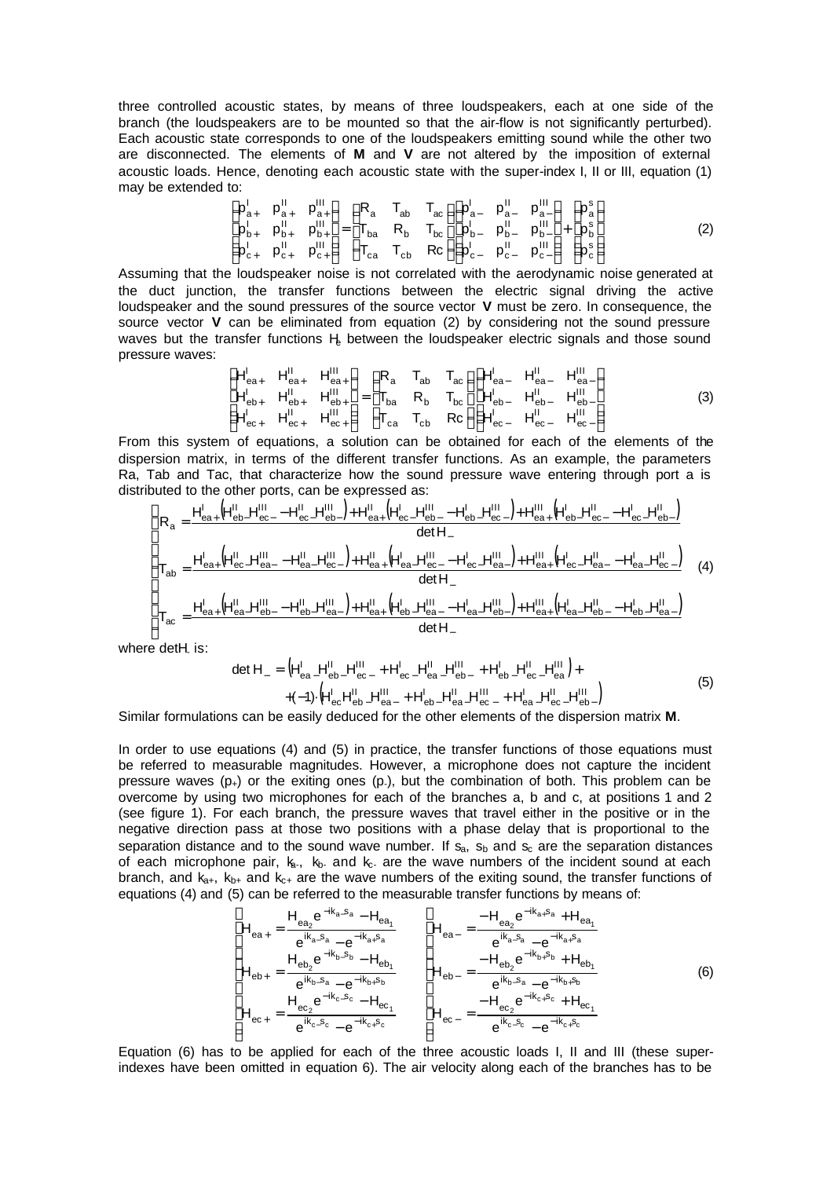three controlled acoustic states, by means of three loudspeakers, each at one side of the branch (the loudspeakers are to be mounted so that the air-flow is not significantly perturbed). Each acoustic state corresponds to one of the loudspeakers emitting sound while the other two are disconnected. The elements of **M** and **V** are not altered by the imposition of external acoustic loads. Hence, denoting each acoustic state with the super-index I, II or III, equation (1) may be extended to:

$$\begin{bmatrix} p^{I}_{a+} & p^{II}_{a+} & p^{III}_{a+} \\ p^{I}_{b+} & p^{II}_{b+} & p^{III}_{b+} \\ p^{I}_{c+} & p^{II}_{c+} & p^{III}_{c+} \end{bmatrix} = \begin{bmatrix} R_a & T_{ab} & T_{ac} \\ T_{ba} & R_b & T_{bc} \\ T_{ca} & T_{cb} & Rc \end{bmatrix} \begin{bmatrix} p^{I}_{a-} & p^{II}_{a-} & p^{III}_{a-} \\ p^{I}_{b-} & p^{II}_{b-} & p^{III}_{b-} \\ p^{I}_{c-} & p^{II}_{c-} & p^{III}_{c-} \end{bmatrix} + \begin{bmatrix} p^{s}_{a} \\ p^{s}_{b} \\ p^{s}_{c} \end{bmatrix} \tag{2}$$

Assuming that the loudspeaker noise is not correlated with the aerodynamic noise generated at the duct junction, the transfer functions between the electric signal driving the active loudspeaker and the sound pressures of the source vector **V** must be zero. In consequence, the source vector **V** can be eliminated from equation (2) by considering not the sound pressure waves but the transfer functions $H_e$ between the loudspeaker electric signals and those sound pressure waves:

$$\begin{bmatrix} H^{I}_{ea+} & H^{II}_{ea+} & H^{III}_{ea+} \\ H^{I}_{eb+} & H^{II}_{eb+} & H^{III}_{eb+} \\ H^{I}_{ec+} & H^{II}_{ec+} & H^{III}_{ec+} \end{bmatrix} = \begin{bmatrix} R_a & T_{ab} & T_{ac} \\ T_{ba} & R_b & T_{bc} \\ T_{ca} & T_{cb} & Rc \end{bmatrix} \begin{bmatrix} H^{I}_{ea-} & H^{II}_{ea-} & H^{III}_{ea-} \\ H^{I}_{eb-} & H^{II}_{eb-} & H^{III}_{eb-} \\ H^{I}_{ec-} & H^{II}_{ec-} & H^{III}_{ec-} \end{bmatrix} \tag{3}$$

From this system of equations, a solution can be obtained for each of the elements of the dispersion matrix, in terms of the different transfer functions. As an example, the parameters Ra, Tab and Tac, that characterize how the sound pressure wave entering through port a is distributed to the other ports, can be expressed as:

$$\begin{cases} R_a = \dfrac{H^{I}_{ea+}\left(H^{II}_{eb-}H^{III}_{ec-} - H^{II}_{ec-}H^{III}_{eb-}\right) + H^{II}_{ea+}\left(H^{I}_{ec-}H^{III}_{eb-} - H^{I}_{eb-}H^{III}_{ec-}\right) + H^{III}_{ea+}\left(H^{I}_{eb-}H^{II}_{ec-} - H^{I}_{ec-}H^{II}_{eb-}\right)}{\det H_-} \\[2ex] T_{ab} = \dfrac{H^{I}_{ea+}\left(H^{II}_{ec-}H^{III}_{ea-} - H^{II}_{ea-}H^{III}_{ec-}\right) + H^{II}_{ea+}\left(H^{I}_{ea-}H^{III}_{ec-} - H^{I}_{ec-}H^{III}_{ea-}\right) + H^{III}_{ea+}\left(H^{I}_{ec-}H^{II}_{ea-} - H^{I}_{ea-}H^{II}_{ec-}\right)}{\det H_-} \\[2ex] T_{ac} = \dfrac{H^{I}_{ea+}\left(H^{II}_{ea-}H^{III}_{eb-} - H^{II}_{eb-}H^{III}_{ea-}\right) + H^{II}_{ea+}\left(H^{I}_{eb-}H^{III}_{ea-} - H^{I}_{ea-}H^{III}_{eb-}\right) + H^{III}_{ea+}\left(H^{I}_{ea-}H^{II}_{eb-} - H^{I}_{eb-}H^{II}_{ea-}\right)}{\det H_-} \end{cases} \tag{4}$$

where $\det H_-$ is:

$$\begin{aligned} \det H_- = &\left(H^{I}_{ea-}H^{II}_{eb-}H^{III}_{ec-} + H^{I}_{ec-}H^{II}_{ea-}H^{III}_{eb-} + H^{I}_{eb-}H^{II}_{ec-}H^{III}_{ea}\right) + \\ &+ (-1)\cdot\left(H^{I}_{ec}H^{II}_{eb-}H^{III}_{ea-} + H^{I}_{eb-}H^{II}_{ea-}H^{III}_{ec-} + H^{I}_{ea-}H^{II}_{ec-}H^{III}_{eb-}\right) \end{aligned} \tag{5}$$

Similar formulations can be easily deduced for the other elements of the dispersion matrix **M**.

In order to use equations (4) and (5) in practice, the transfer functions of those equations must be referred to measurable magnitudes. However, a microphone does not capture the incident pressure waves ($p_+$) or the exiting ones ($p_-$), but the combination of both. This problem can be overcome by using two microphones for each of the branches a, b and c, at positions 1 and 2 (see figure 1). For each branch, the pressure waves that travel either in the positive or in the negative direction pass at those two positions with a phase delay that is proportional to the separation distance and to the sound wave number. If $s_a$, $s_b$ and $s_c$ are the separation distances of each microphone pair, $k_{a-}$, $k_{b-}$ and $k_{c-}$ are the wave numbers of the incident sound at each branch, and $k_{a+}$, $k_{b+}$ and $k_{c+}$ are the wave numbers of the exiting sound, the transfer functions of equations (4) and (5) can be referred to the measurable transfer functions by means of:

$$\begin{cases} H_{ea+} = \dfrac{H_{ea_2}e^{-ik_{a-}s_a} - H_{ea_1}}{e^{ik_{a-}s_a} - e^{-ik_{a+}s_a}} \\[2ex] H_{eb+} = \dfrac{H_{eb_2}e^{-ik_{b-}s_b} - H_{eb_1}}{e^{ik_{b-}s_a} - e^{-ik_{b+}s_b}} \\[2ex] H_{ec+} = \dfrac{H_{ec_2}e^{-ik_{c-}s_c} - H_{ec_1}}{e^{ik_{c-}s_c} - e^{-ik_{c+}s_c}} \end{cases} \qquad \begin{cases} H_{ea-} = \dfrac{-H_{ea_2}e^{-ik_{a+}s_a} + H_{ea_1}}{e^{ik_{a-}s_a} - e^{-ik_{a+}s_a}} \\[2ex] H_{eb-} = \dfrac{-H_{eb_2}e^{-ik_{b+}s_b} + H_{eb_1}}{e^{ik_{b-}s_a} - e^{-ik_{b+}s_b}} \\[2ex] H_{ec-} = \dfrac{-H_{ec_2}e^{-ik_{c+}s_c} + H_{ec_1}}{e^{ik_{c-}s_c} - e^{-ik_{c+}s_c}} \end{cases} \tag{6}$$

Equation (6) has to be applied for each of the three acoustic loads I, II and III (these super-indexes have been omitted in equation 6). The air velocity along each of the branches has to be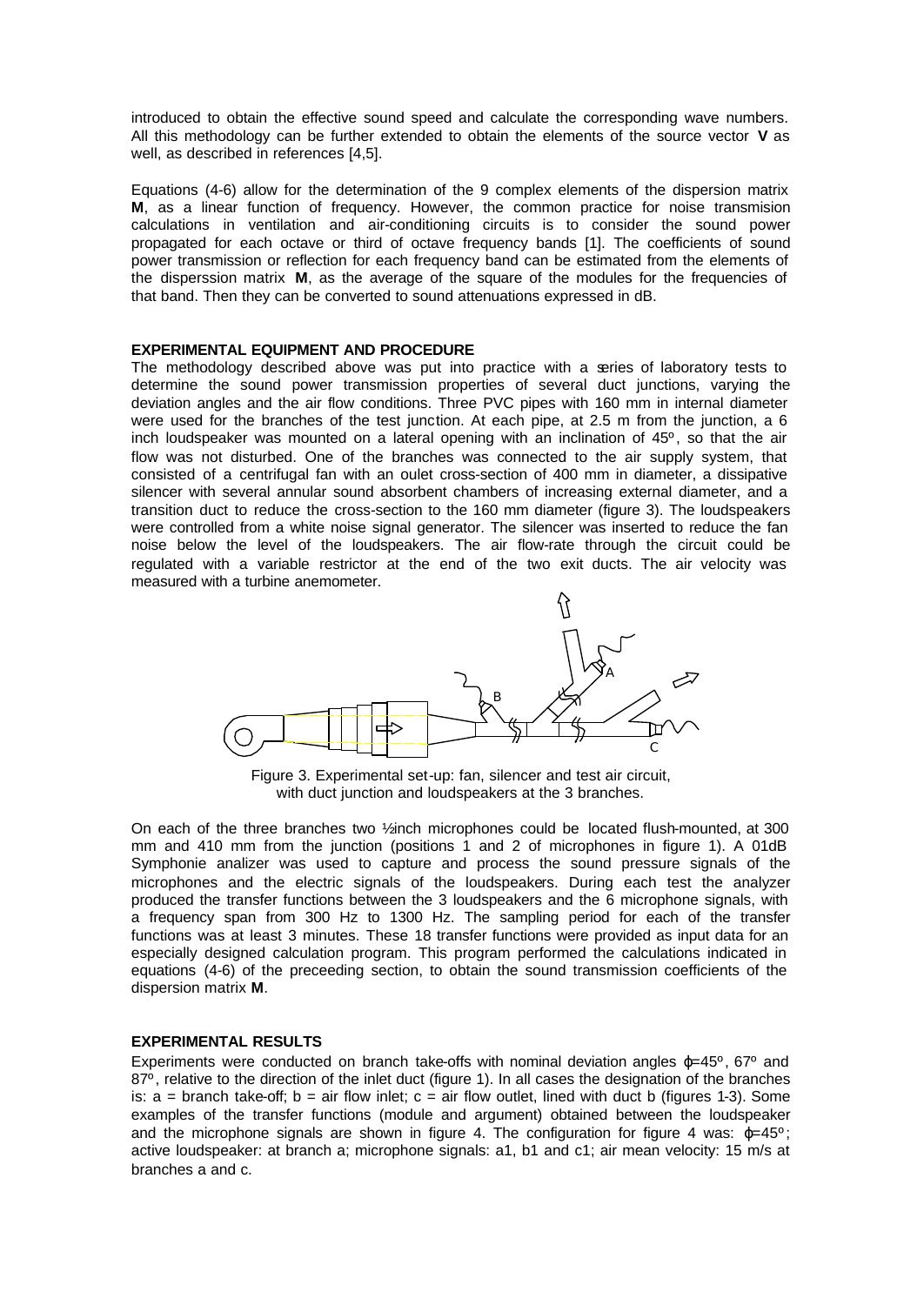introduced to obtain the effective sound speed and calculate the corresponding wave numbers. All this methodology can be further extended to obtain the elements of the source vector **V** as well, as described in references [4,5].

Equations (4-6) allow for the determination of the 9 complex elements of the dispersion matrix **M**, as a linear function of frequency. However, the common practice for noise transmision calculations in ventilation and air-conditioning circuits is to consider the sound power propagated for each octave or third of octave frequency bands [1]. The coefficients of sound power transmission or reflection for each frequency band can be estimated from the elements of the disperssion matrix **M**, as the average of the square of the modules for the frequencies of that band. Then they can be converted to sound attenuations expressed in dB.

**EXPERIMENTAL EQUIPMENT AND PROCEDURE**

The methodology described above was put into practice with a series of laboratory tests to determine the sound power transmission properties of several duct junctions, varying the deviation angles and the air flow conditions. Three PVC pipes with 160 mm in internal diameter were used for the branches of the test junction. At each pipe, at 2.5 m from the junction, a 6 inch loudspeaker was mounted on a lateral opening with an inclination of 45º, so that the air flow was not disturbed. One of the branches was connected to the air supply system, that consisted of a centrifugal fan with an oulet cross-section of 400 mm in diameter, a dissipative silencer with several annular sound absorbent chambers of increasing external diameter, and a transition duct to reduce the cross-section to the 160 mm diameter (figure 3). The loudspeakers were controlled from a white noise signal generator. The silencer was inserted to reduce the fan noise below the level of the loudspeakers. The air flow-rate through the circuit could be regulated with a variable restrictor at the end of the two exit ducts. The air velocity was measured with a turbine anemometer.

A

B

C

Figure 3. Experimental set-up: fan, silencer and test air circuit, with duct junction and loudspeakers at the 3 branches.

On each of the three branches two ½inch microphones could be located flush-mounted, at 300 mm and 410 mm from the junction (positions 1 and 2 of microphones in figure 1). A 01dB Symphonie analizer was used to capture and process the sound pressure signals of the microphones and the electric signals of the loudspeakers. During each test the analyzer produced the transfer functions between the 3 loudspeakers and the 6 microphone signals, with a frequency span from 300 Hz to 1300 Hz. The sampling period for each of the transfer functions was at least 3 minutes. These 18 transfer functions were provided as input data for an especially designed calculation program. This program performed the calculations indicated in equations (4-6) of the preceeding section, to obtain the sound transmission coefficients of the dispersion matrix **M**.

**EXPERIMENTAL RESULTS**

Experiments were conducted on branch take-offs with nominal deviation angles $\varphi$=45º, 67º and 87º, relative to the direction of the inlet duct (figure 1). In all cases the designation of the branches is: a = branch take-off; b = air flow inlet; c = air flow outlet, lined with duct b (figures 1-3). Some examples of the transfer functions (module and argument) obtained between the loudspeaker and the microphone signals are shown in figure 4. The configuration for figure 4 was: $\varphi$=45º; active loudspeaker: at branch a; microphone signals: a1, b1 and c1; air mean velocity: 15 m/s at branches a and c.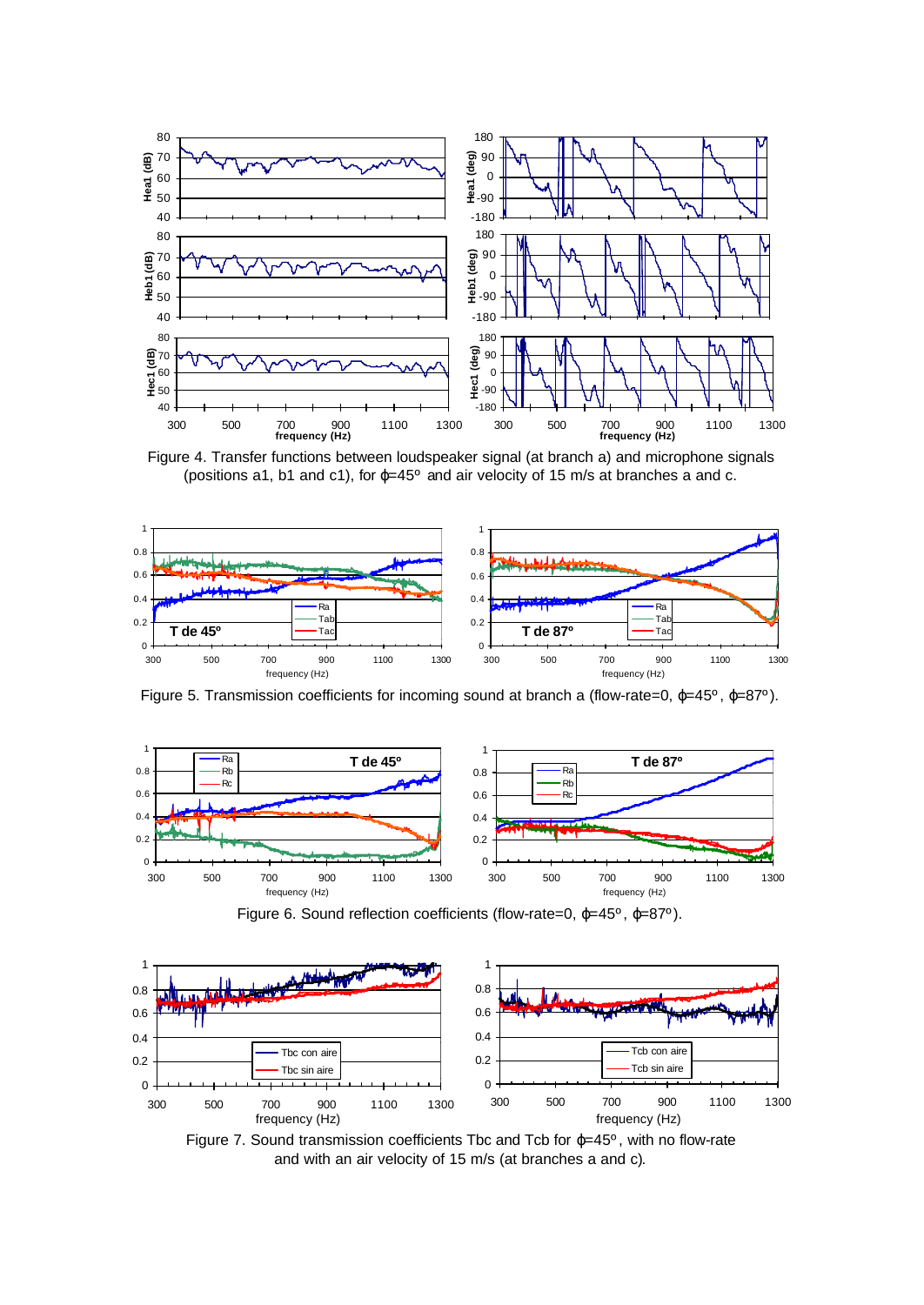Heal (dB)
80
70
60
50
40

Heal (deg)
180
90
0
-90
-180

Heb1 (dB)
80
70
60
50
40

Heb1 (deg)
180
90
0
-90
-180

Hec1 (dB)
80
70
60
50
40
300 500 700 900 1100 1300
frequency (Hz)

Hec1 (deg)
180
90
0
-90
-180
300 500 700 900 1100 1300
frequency (Hz)

Figure 4. Transfer functions between loudspeaker signal (at branch a) and microphone signals (positions a1, b1 and c1), for ϕ=45º and air velocity of 15 m/s at branches a and c.

T de 45º
Ra
Tab
Tac
1
0.8
0.6
0.4
0.2
0
300 500 700 900 1100 1300
frequency (Hz)

T de 87º
Ra
Tab
Tac
1
0.8
0.6
0.4
0.2
0
300 500 700 900 1100 1300
frequency (Hz)

Figure 5. Transmission coefficients for incoming sound at branch a (flow-rate=0, ϕ=45º, ϕ=87º).

T de 45º
Ra
Rb
Rc
1
0.8
0.6
0.4
0.2
0
300 500 700 900 1100 1300
frequency (Hz)

T de 87º
Ra
Rb
Rc
1
0.8
0.6
0.4
0.2
0
300 500 700 900 1100 1300
frequency (Hz)

Figure 6. Sound reflection coefficients (flow-rate=0, ϕ=45º, ϕ=87º).

Tbc con aire
Tbc sin aire
1
0.8
0.6
0.4
0.2
0
300 500 700 900 1100 1300
frequency (Hz)

Tcb con aire
Tcb sin aire
1
0.8
0.6
0.4
0.2
0
300 500 700 900 1100 1300
frequency (Hz)

Figure 7. Sound transmission coefficients Tbc and Tcb for ϕ=45º, with no flow-rate and with an air velocity of 15 m/s (at branches a and c).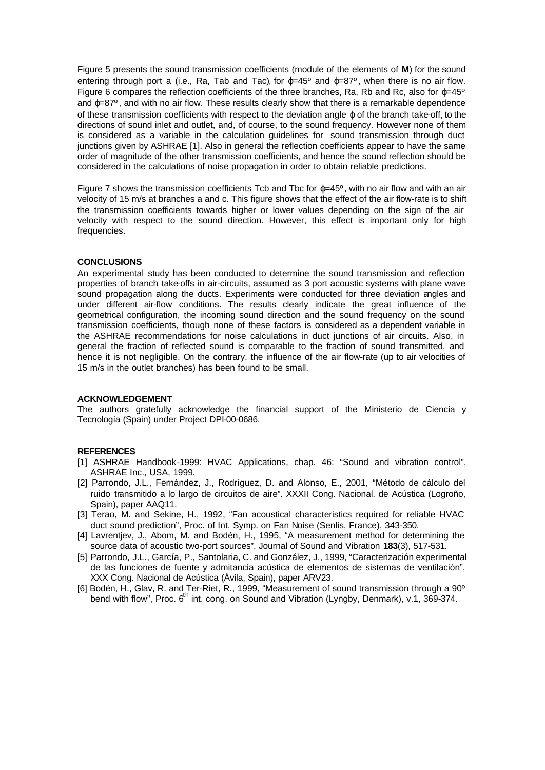Figure 5 presents the sound transmission coefficients (module of the elements of **M**) for the sound entering through port a (i.e., Ra, Tab and Tac), for $\varphi$=45º and $\varphi$=87º, when there is no air flow. Figure 6 compares the reflection coefficients of the three branches, Ra, Rb and Rc, also for $\varphi$=45º and $\varphi$=87º, and with no air flow. These results clearly show that there is a remarkable dependence of these transmission coefficients with respect to the deviation angle $\varphi$ of the branch take-off, to the directions of sound inlet and outlet, and, of course, to the sound frequency. However none of them is considered as a variable in the calculation guidelines for sound transmission through duct junctions given by ASHRAE [1]. Also in general the reflection coefficients appear to have the same order of magnitude of the other transmission coefficients, and hence the sound reflection should be considered in the calculations of noise propagation in order to obtain reliable predictions.

Figure 7 shows the transmission coefficients Tcb and Tbc for $\varphi$=45º, with no air flow and with an air velocity of 15 m/s at branches a and c. This figure shows that the effect of the air flow-rate is to shift the transmission coefficients towards higher or lower values depending on the sign of the air velocity with respect to the sound direction. However, this effect is important only for high frequencies.

**CONCLUSIONS**

An experimental study has been conducted to determine the sound transmission and reflection properties of branch take-offs in air-circuits, assumed as 3 port acoustic systems with plane wave sound propagation along the ducts. Experiments were conducted for three deviation angles and under different air-flow conditions. The results clearly indicate the great influence of the geometrical configuration, the incoming sound direction and the sound frequency on the sound transmission coefficients, though none of these factors is considered as a dependent variable in the ASHRAE recommendations for noise calculations in duct junctions of air circuits. Also, in general the fraction of reflected sound is comparable to the fraction of sound transmitted, and hence it is not negligible. On the contrary, the influence of the air flow-rate (up to air velocities of 15 m/s in the outlet branches) has been found to be small.

**ACKNOWLEDGEMENT**

The authors gratefully acknowledge the financial support of the Ministerio de Ciencia y Tecnología (Spain) under Project DPI-00-0686.

**REFERENCES**

[1] ASHRAE Handbook-1999: HVAC Applications, chap. 46: "Sound and vibration control", ASHRAE Inc., USA, 1999.

[2] Parrondo, J.L., Fernández, J., Rodríguez, D. and Alonso, E., 2001, "Método de cálculo del ruido transmitido a lo largo de circuitos de aire". XXXII Cong. Nacional. de Acústica (Logroño, Spain), paper AAQ11.

[3] Terao, M. and Sekine, H., 1992, "Fan acoustical characteristics required for reliable HVAC duct sound prediction", Proc. of Int. Symp. on Fan Noise (Senlis, France), 343-350.

[4] Lavrentjev, J., Abom, M. and Bodén, H., 1995, "A measurement method for determining the source data of acoustic two-port sources", Journal of Sound and Vibration **183**(3), 517-531.

[5] Parrondo, J.L., García, P., Santolaria, C. and González, J., 1999, "Caracterización experimental de las funciones de fuente y admitancia acústica de elementos de sistemas de ventilación", XXX Cong. Nacional de Acústica (Ávila, Spain), paper ARV23.

[6] Bodén, H., Glav, R. and Ter-Riet, R., 1999, "Measurement of sound transmission through a 90º bend with flow", Proc. 6th int. cong. on Sound and Vibration (Lyngby, Denmark), v.1, 369-374.